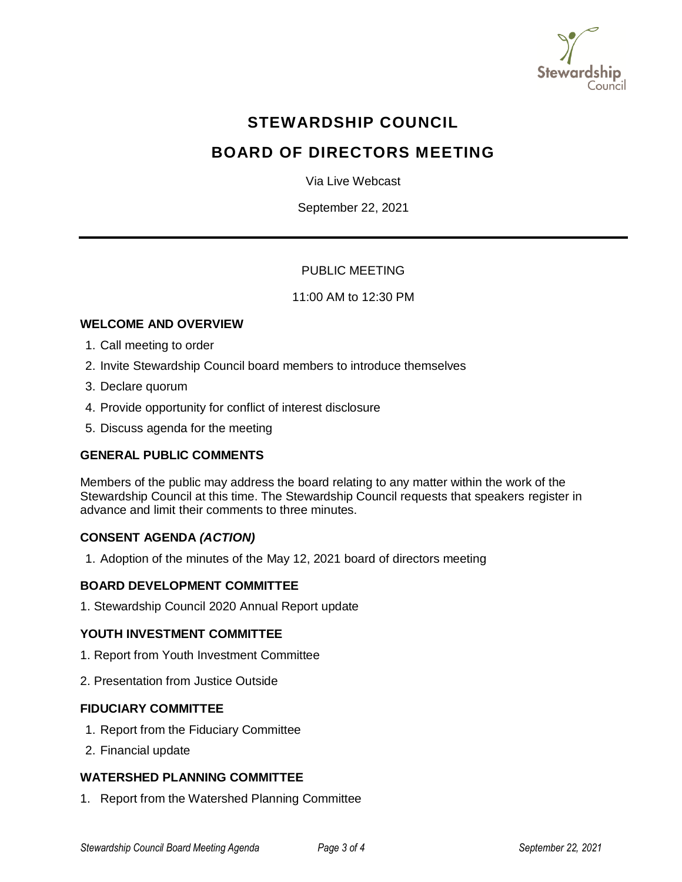# STEWARDSHIP COUNCIL

## BOARD OF DIRECTORS MEETING

Via Live Webcast

September 22, 2021

---

PUBLIC MEETING

11:00 AM to 12:30 PM

### WELCOME AND OVERVIEW

1. Call meeting to order
2. Invite Stewardship Council board members to introduce themselves
3. Declare quorum
4. Provide opportunity for conflict of interest disclosure
5. Discuss agenda for the meeting

### GENERAL PUBLIC COMMENTS

Members of the public may address the board relating to any matter within the work of the Stewardship Council at this time. The Stewardship Council requests that speakers register in advance and limit their comments to three minutes.

### CONSENT AGENDA *(ACTION)*

1. Adoption of the minutes of the May 12, 2021 board of directors meeting

### BOARD DEVELOPMENT COMMITTEE

1. Stewardship Council 2020 Annual Report update

### YOUTH INVESTMENT COMMITTEE

1. Report from Youth Investment Committee
2. Presentation from Justice Outside

### FIDUCIARY COMMITTEE

1. Report from the Fiduciary Committee
2. Financial update

### WATERSHED PLANNING COMMITTEE

1. Report from the Watershed Planning Committee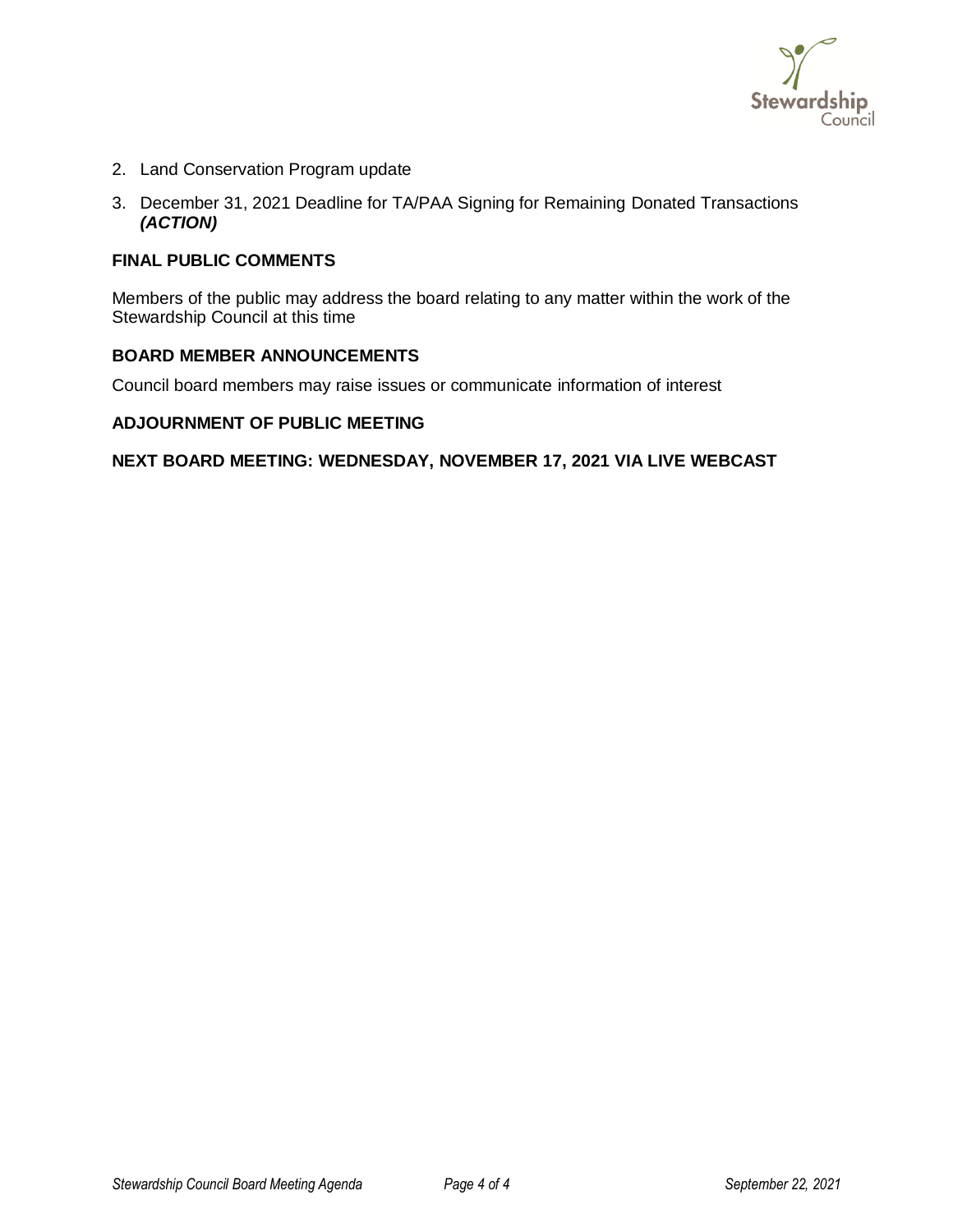2. Land Conservation Program update
3. December 31, 2021 Deadline for TA/PAA Signing for Remaining Donated Transactions ***(ACTION)***

**FINAL PUBLIC COMMENTS**

Members of the public may address the board relating to any matter within the work of the Stewardship Council at this time

**BOARD MEMBER ANNOUNCEMENTS**

Council board members may raise issues or communicate information of interest

**ADJOURNMENT OF PUBLIC MEETING**

**NEXT BOARD MEETING: WEDNESDAY, NOVEMBER 17, 2021 VIA LIVE WEBCAST**